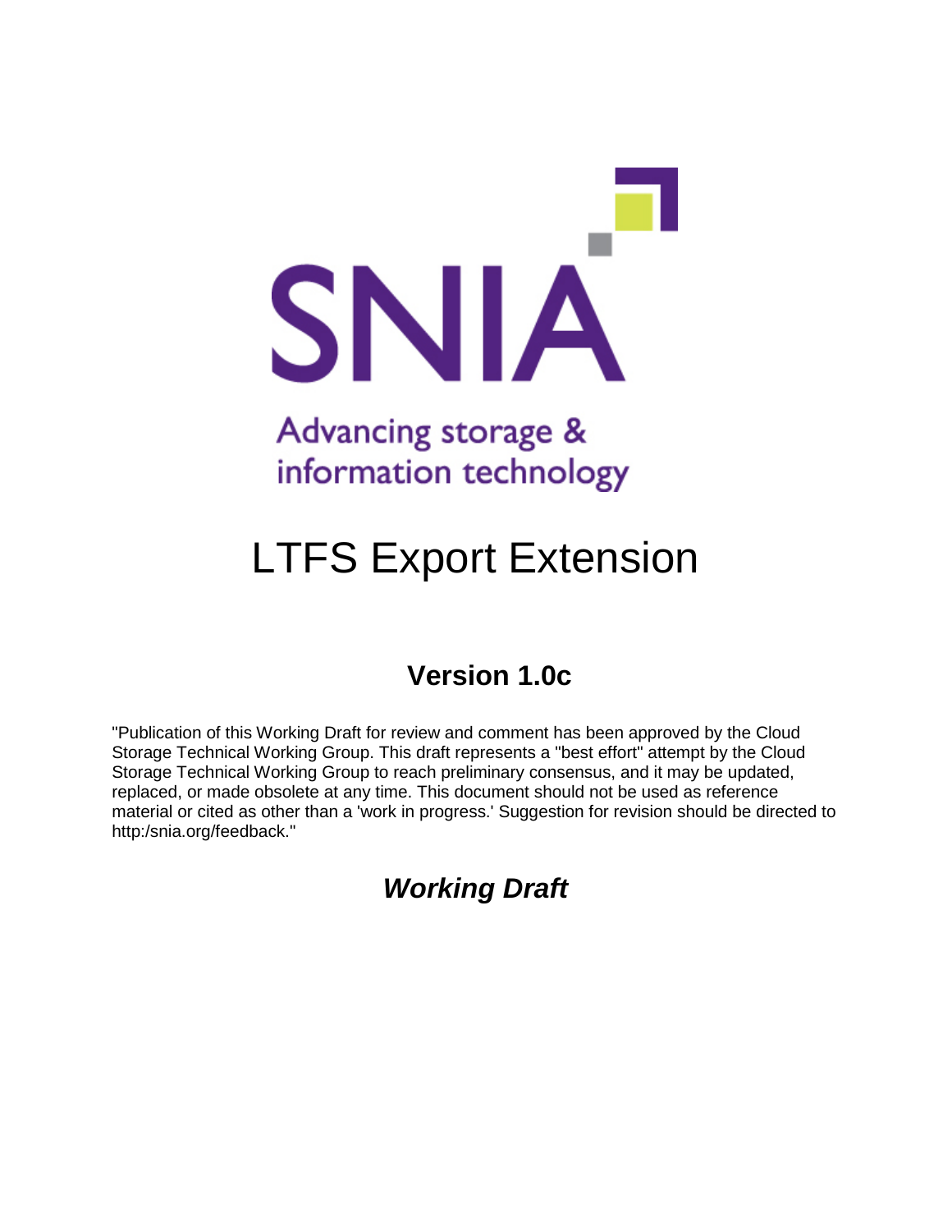SNIA

Advancing storage & information technology

# LTFS Export Extension

## Version 1.0c

"Publication of this Working Draft for review and comment has been approved by the Cloud Storage Technical Working Group. This draft represents a "best effort" attempt by the Cloud Storage Technical Working Group to reach preliminary consensus, and it may be updated, replaced, or made obsolete at any time. This document should not be used as reference material or cited as other than a 'work in progress.' Suggestion for revision should be directed to http:/snia.org/feedback."

## *Working Draft*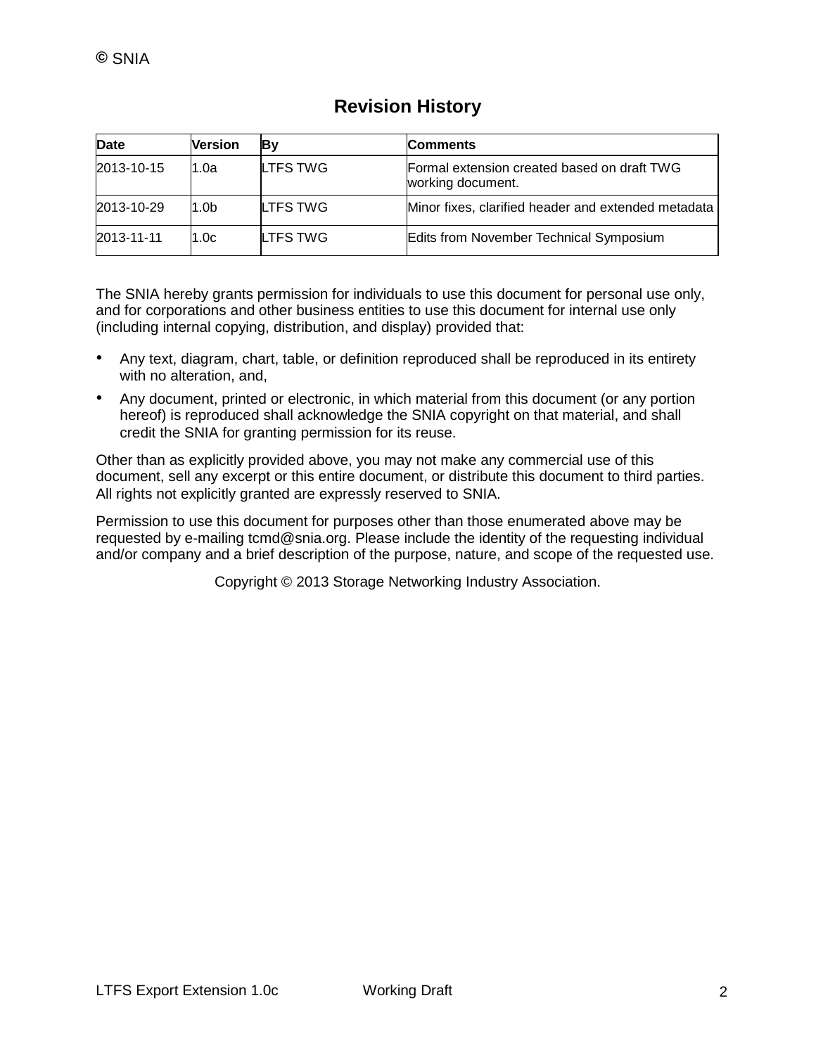## Revision History

| Date | Version | By | Comments |
|---|---|---|---|
| 2013-10-15 | 1.0a | LTFS TWG | Formal extension created based on draft TWG working document. |
| 2013-10-29 | 1.0b | LTFS TWG | Minor fixes, clarified header and extended metadata |
| 2013-11-11 | 1.0c | LTFS TWG | Edits from November Technical Symposium |

The SNIA hereby grants permission for individuals to use this document for personal use only, and for corporations and other business entities to use this document for internal use only (including internal copying, distribution, and display) provided that:

- Any text, diagram, chart, table, or definition reproduced shall be reproduced in its entirety with no alteration, and,
- Any document, printed or electronic, in which material from this document (or any portion hereof) is reproduced shall acknowledge the SNIA copyright on that material, and shall credit the SNIA for granting permission for its reuse.

Other than as explicitly provided above, you may not make any commercial use of this document, sell any excerpt or this entire document, or distribute this document to third parties. All rights not explicitly granted are expressly reserved to SNIA.

Permission to use this document for purposes other than those enumerated above may be requested by e-mailing tcmd@snia.org. Please include the identity of the requesting individual and/or company and a brief description of the purpose, nature, and scope of the requested use.

Copyright © 2013 Storage Networking Industry Association.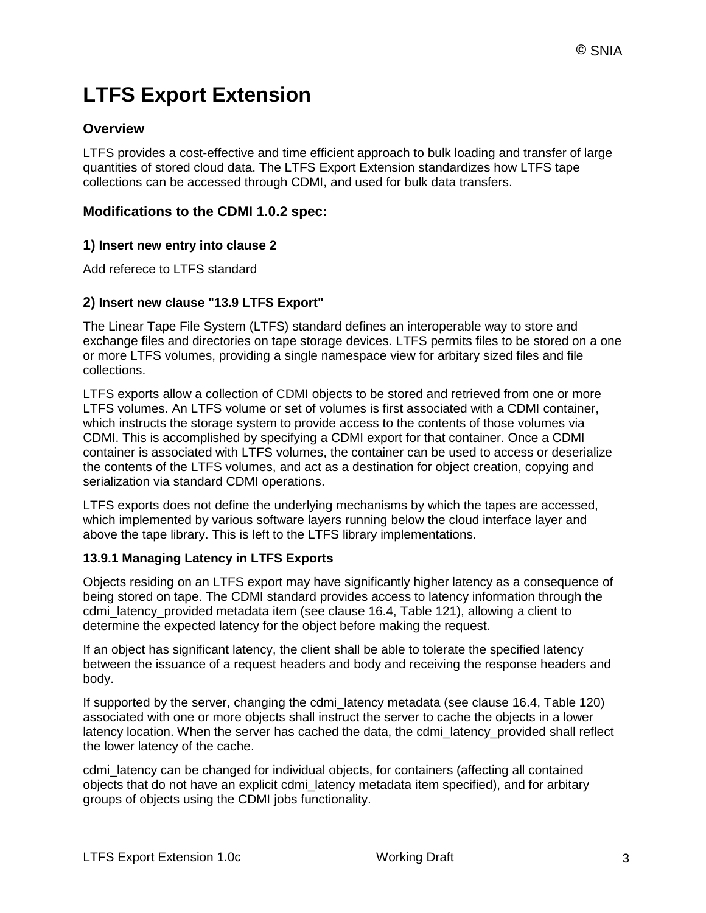# LTFS Export Extension

## Overview

LTFS provides a cost-effective and time efficient approach to bulk loading and transfer of large quantities of stored cloud data. The LTFS Export Extension standardizes how LTFS tape collections can be accessed through CDMI, and used for bulk data transfers.

## Modifications to the CDMI 1.0.2 spec:

### 1) Insert new entry into clause 2

Add referece to LTFS standard

### 2) Insert new clause "13.9 LTFS Export"

The Linear Tape File System (LTFS) standard defines an interoperable way to store and exchange files and directories on tape storage devices. LTFS permits files to be stored on a one or more LTFS volumes, providing a single namespace view for arbitary sized files and file collections.

LTFS exports allow a collection of CDMI objects to be stored and retrieved from one or more LTFS volumes. An LTFS volume or set of volumes is first associated with a CDMI container, which instructs the storage system to provide access to the contents of those volumes via CDMI. This is accomplished by specifying a CDMI export for that container. Once a CDMI container is associated with LTFS volumes, the container can be used to access or deserialize the contents of the LTFS volumes, and act as a destination for object creation, copying and serialization via standard CDMI operations.

LTFS exports does not define the underlying mechanisms by which the tapes are accessed, which implemented by various software layers running below the cloud interface layer and above the tape library. This is left to the LTFS library implementations.

#### 13.9.1 Managing Latency in LTFS Exports

Objects residing on an LTFS export may have significantly higher latency as a consequence of being stored on tape. The CDMI standard provides access to latency information through the cdmi_latency_provided metadata item (see clause 16.4, Table 121), allowing a client to determine the expected latency for the object before making the request.

If an object has significant latency, the client shall be able to tolerate the specified latency between the issuance of a request headers and body and receiving the response headers and body.

If supported by the server, changing the cdmi_latency metadata (see clause 16.4, Table 120) associated with one or more objects shall instruct the server to cache the objects in a lower latency location. When the server has cached the data, the cdmi_latency_provided shall reflect the lower latency of the cache.

cdmi_latency can be changed for individual objects, for containers (affecting all contained objects that do not have an explicit cdmi_latency metadata item specified), and for arbitary groups of objects using the CDMI jobs functionality.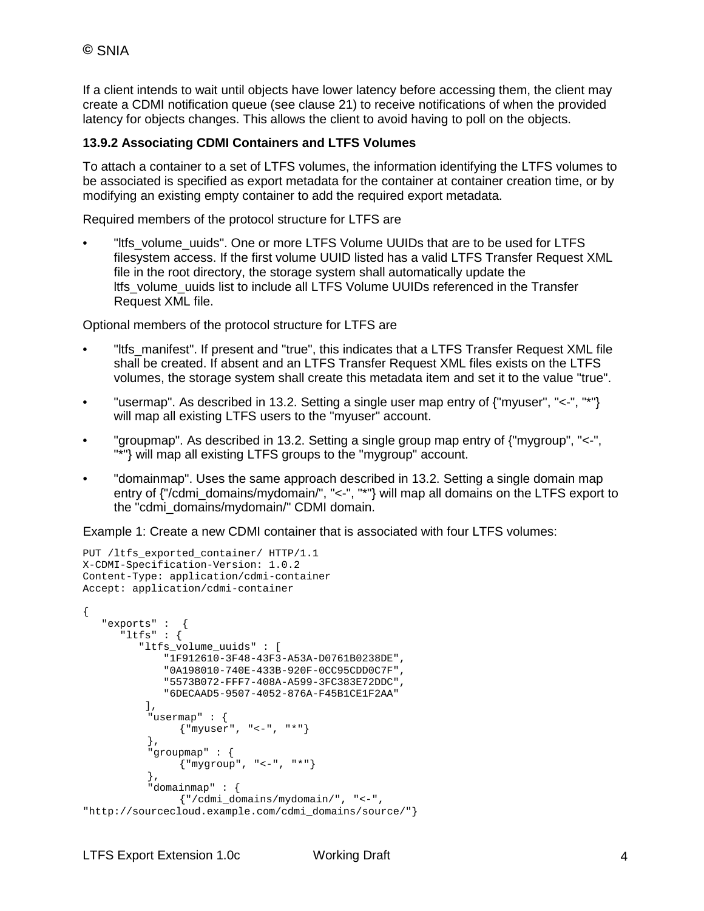If a client intends to wait until objects have lower latency before accessing them, the client may create a CDMI notification queue (see clause 21) to receive notifications of when the provided latency for objects changes. This allows the client to avoid having to poll on the objects.

### 13.9.2 Associating CDMI Containers and LTFS Volumes

To attach a container to a set of LTFS volumes, the information identifying the LTFS volumes to be associated is specified as export metadata for the container at container creation time, or by modifying an existing empty container to add the required export metadata.

Required members of the protocol structure for LTFS are

- "ltfs_volume_uuids". One or more LTFS Volume UUIDs that are to be used for LTFS filesystem access. If the first volume UUID listed has a valid LTFS Transfer Request XML file in the root directory, the storage system shall automatically update the ltfs_volume_uuids list to include all LTFS Volume UUIDs referenced in the Transfer Request XML file.

Optional members of the protocol structure for LTFS are

- "ltfs_manifest". If present and "true", this indicates that a LTFS Transfer Request XML file shall be created. If absent and an LTFS Transfer Request XML files exists on the LTFS volumes, the storage system shall create this metadata item and set it to the value "true".
- "usermap". As described in 13.2. Setting a single user map entry of {"myuser", "<-", "*"} will map all existing LTFS users to the "myuser" account.
- "groupmap". As described in 13.2. Setting a single group map entry of {"mygroup", "<-", "*"} will map all existing LTFS groups to the "mygroup" account.
- "domainmap". Uses the same approach described in 13.2. Setting a single domain map entry of {"/cdmi_domains/mydomain/", "<-", "*"} will map all domains on the LTFS export to the "cdmi_domains/mydomain/" CDMI domain.

Example 1: Create a new CDMI container that is associated with four LTFS volumes:

```
PUT /ltfs_exported_container/ HTTP/1.1
X-CDMI-Specification-Version: 1.0.2
Content-Type: application/cdmi-container
Accept: application/cdmi-container

{
    "exports" :  {
       "ltfs" : {
          "ltfs_volume_uuids" : [
              "1F912610-3F48-43F3-A53A-D0761B0238DE",
              "0A198010-740E-433B-920F-0CC95CDD0C7F",
              "5573B072-FFF7-408A-A599-3FC383E72DDC",
              "6DECAAD5-9507-4052-876A-F45B1CE1F2AA"
           ],
           "usermap" : {
                {"myuser", "<-", "*"}
           },
           "groupmap" : {
                {"mygroup", "<-", "*"}
           },
           "domainmap" : {
                {"/cdmi_domains/mydomain/", "<-",
"http://sourcecloud.example.com/cdmi_domains/source/"}
```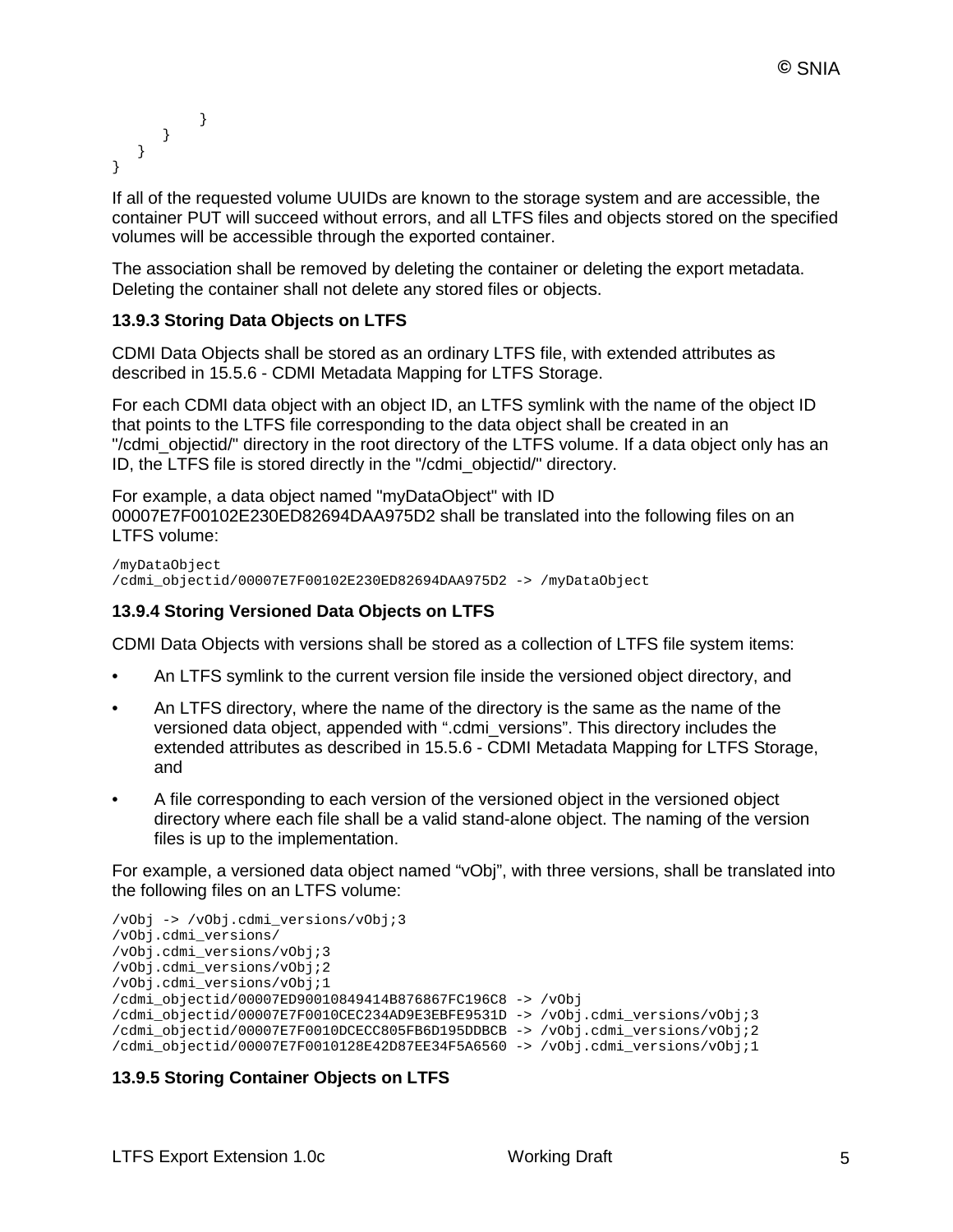```
            }
        }
    }
}
```

If all of the requested volume UUIDs are known to the storage system and are accessible, the container PUT will succeed without errors, and all LTFS files and objects stored on the specified volumes will be accessible through the exported container.

The association shall be removed by deleting the container or deleting the export metadata. Deleting the container shall not delete any stored files or objects.

### 13.9.3 Storing Data Objects on LTFS

CDMI Data Objects shall be stored as an ordinary LTFS file, with extended attributes as described in 15.5.6 - CDMI Metadata Mapping for LTFS Storage.

For each CDMI data object with an object ID, an LTFS symlink with the name of the object ID that points to the LTFS file corresponding to the data object shall be created in an "/cdmi_objectid/" directory in the root directory of the LTFS volume. If a data object only has an ID, the LTFS file is stored directly in the "/cdmi_objectid/" directory.

For example, a data object named "myDataObject" with ID 00007E7F00102E230ED82694DAA975D2 shall be translated into the following files on an LTFS volume:

```
/myDataObject
/cdmi_objectid/00007E7F00102E230ED82694DAA975D2 -> /myDataObject
```

### 13.9.4 Storing Versioned Data Objects on LTFS

CDMI Data Objects with versions shall be stored as a collection of LTFS file system items:

- An LTFS symlink to the current version file inside the versioned object directory, and
- An LTFS directory, where the name of the directory is the same as the name of the versioned data object, appended with ".cdmi_versions". This directory includes the extended attributes as described in 15.5.6 - CDMI Metadata Mapping for LTFS Storage, and
- A file corresponding to each version of the versioned object in the versioned object directory where each file shall be a valid stand-alone object. The naming of the version files is up to the implementation.

For example, a versioned data object named "vObj", with three versions, shall be translated into the following files on an LTFS volume:

```
/vObj -> /vObj.cdmi_versions/vObj;3
/vObj.cdmi_versions/
/vObj.cdmi_versions/vObj;3
/vObj.cdmi_versions/vObj;2
/vObj.cdmi_versions/vObj;1
/cdmi_objectid/00007ED90010849414B876867FC196C8 -> /vObj
/cdmi_objectid/00007E7F0010CEC234AD9E3EBFE9531D -> /vObj.cdmi_versions/vObj;3
/cdmi_objectid/00007E7F0010DCECC805FB6D195DDBCB -> /vObj.cdmi_versions/vObj;2
/cdmi_objectid/00007E7F0010128E42D87EE34F5A6560 -> /vObj.cdmi_versions/vObj;1
```

### 13.9.5 Storing Container Objects on LTFS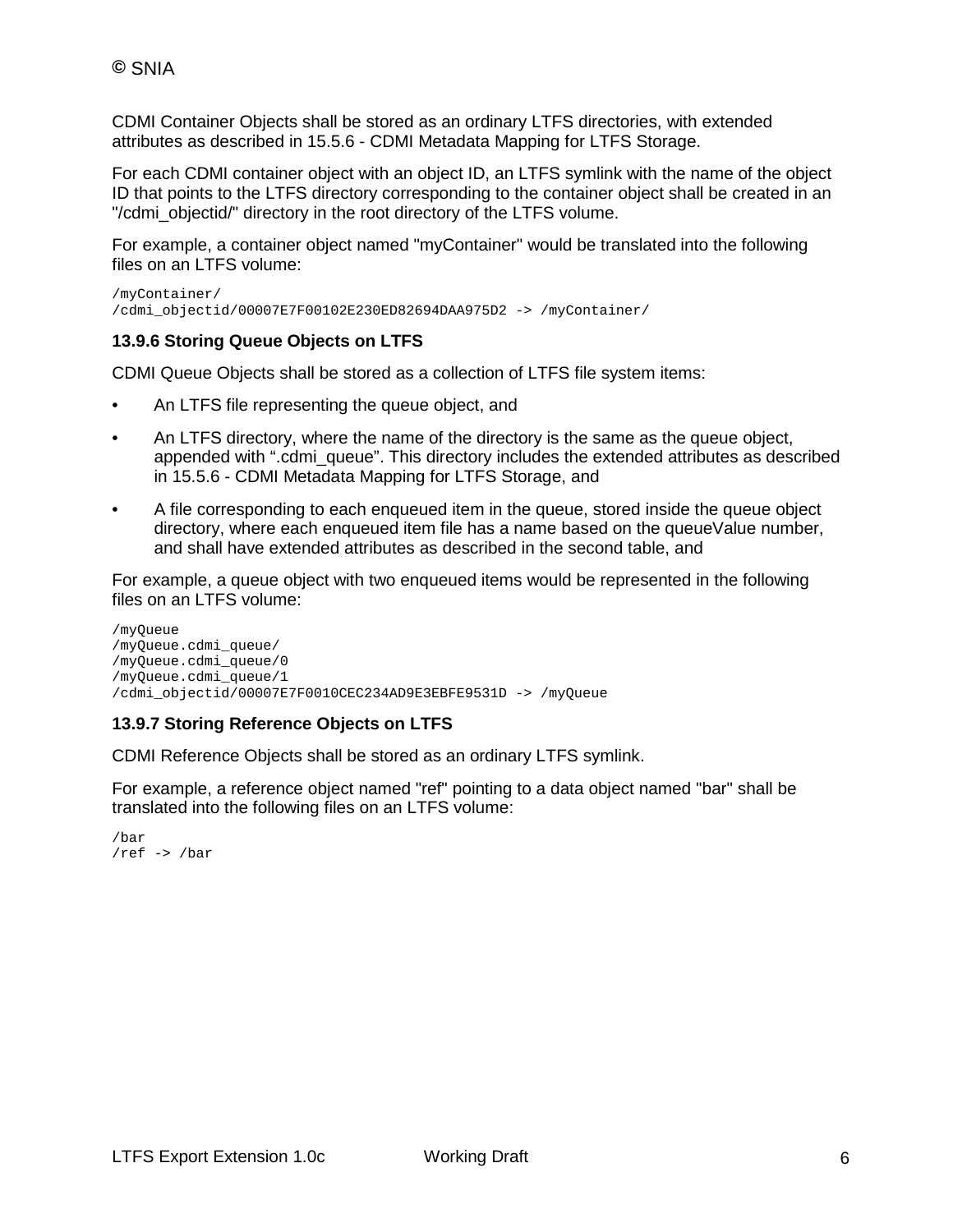CDMI Container Objects shall be stored as an ordinary LTFS directories, with extended attributes as described in 15.5.6 - CDMI Metadata Mapping for LTFS Storage.

For each CDMI container object with an object ID, an LTFS symlink with the name of the object ID that points to the LTFS directory corresponding to the container object shall be created in an "/cdmi_objectid/" directory in the root directory of the LTFS volume.

For example, a container object named "myContainer" would be translated into the following files on an LTFS volume:

```
/myContainer/
/cdmi_objectid/00007E7F00102E230ED82694DAA975D2 -> /myContainer/
```

### 13.9.6 Storing Queue Objects on LTFS

CDMI Queue Objects shall be stored as a collection of LTFS file system items:

- An LTFS file representing the queue object, and
- An LTFS directory, where the name of the directory is the same as the queue object, appended with ".cdmi_queue". This directory includes the extended attributes as described in 15.5.6 - CDMI Metadata Mapping for LTFS Storage, and
- A file corresponding to each enqueued item in the queue, stored inside the queue object directory, where each enqueued item file has a name based on the queueValue number, and shall have extended attributes as described in the second table, and

For example, a queue object with two enqueued items would be represented in the following files on an LTFS volume:

```
/myQueue
/myQueue.cdmi_queue/
/myQueue.cdmi_queue/0
/myQueue.cdmi_queue/1
/cdmi_objectid/00007E7F0010CEC234AD9E3EBFE9531D -> /myQueue
```

### 13.9.7 Storing Reference Objects on LTFS

CDMI Reference Objects shall be stored as an ordinary LTFS symlink.

For example, a reference object named "ref" pointing to a data object named "bar" shall be translated into the following files on an LTFS volume:

```
/bar
/ref -> /bar
```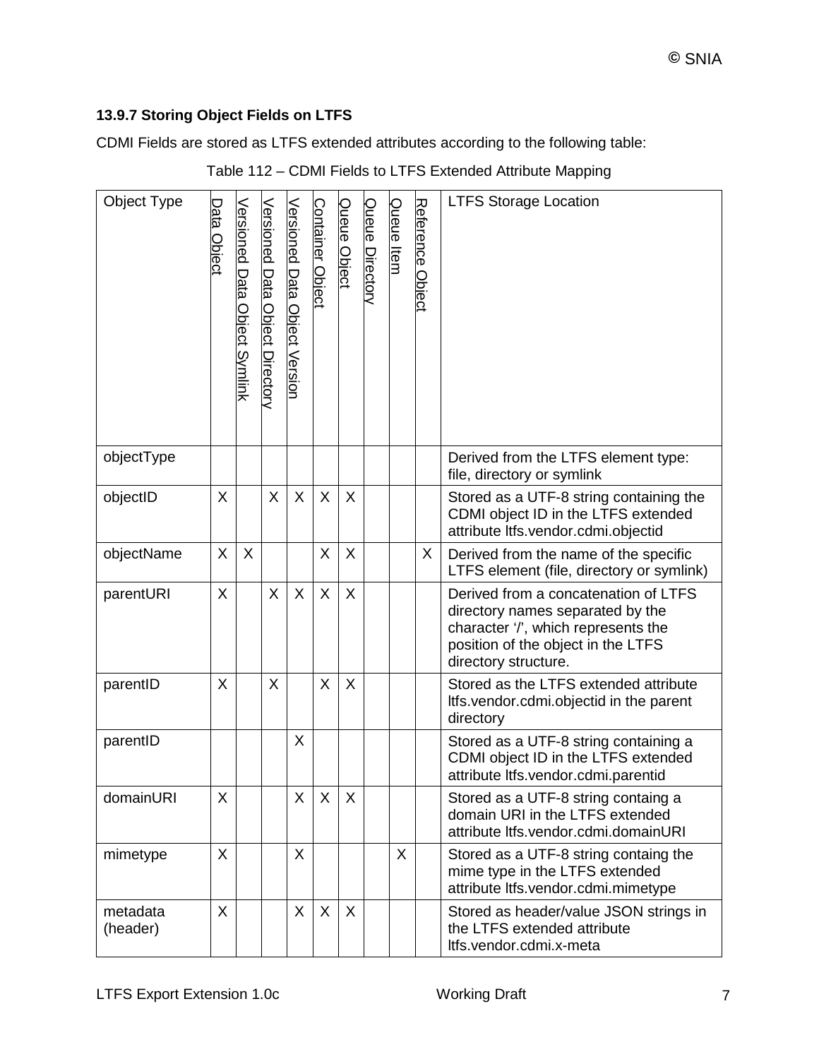### 13.9.7 Storing Object Fields on LTFS

CDMI Fields are stored as LTFS extended attributes according to the following table:

Table 112 – CDMI Fields to LTFS Extended Attribute Mapping

| Object Type | Data Object | Versioned Data Object Symlink | Versioned Data Object Directory | Versioned Data Object Version | Container Object | Queue Object | Queue Directory | Queue Item | Reference Object | LTFS Storage Location |
|---|---|---|---|---|---|---|---|---|---|---|
| objectType | | | | | | | | | | Derived from the LTFS element type: file, directory or symlink |
| objectID | X | | X | X | X | X | | | | Stored as a UTF-8 string containing the CDMI object ID in the LTFS extended attribute ltfs.vendor.cdmi.objectid |
| objectName | X | X | | | X | X | | | X | Derived from the name of the specific LTFS element (file, directory or symlink) |
| parentURI | X | | X | X | X | X | | | | Derived from a concatenation of LTFS directory names separated by the character '/', which represents the position of the object in the LTFS directory structure. |
| parentID | X | | X | | X | X | | | | Stored as the LTFS extended attribute ltfs.vendor.cdmi.objectid in the parent directory |
| parentID | | | | X | | | | | | Stored as a UTF-8 string containing a CDMI object ID in the LTFS extended attribute ltfs.vendor.cdmi.parentid |
| domainURI | X | | | X | X | X | | | | Stored as a UTF-8 string containg a domain URI in the LTFS extended attribute ltfs.vendor.cdmi.domainURI |
| mimetype | X | | | X | | | | X | | Stored as a UTF-8 string containg the mime type in the LTFS extended attribute ltfs.vendor.cdmi.mimetype |
| metadata (header) | X | | | X | X | X | | | | Stored as header/value JSON strings in the LTFS extended attribute ltfs.vendor.cdmi.x-meta |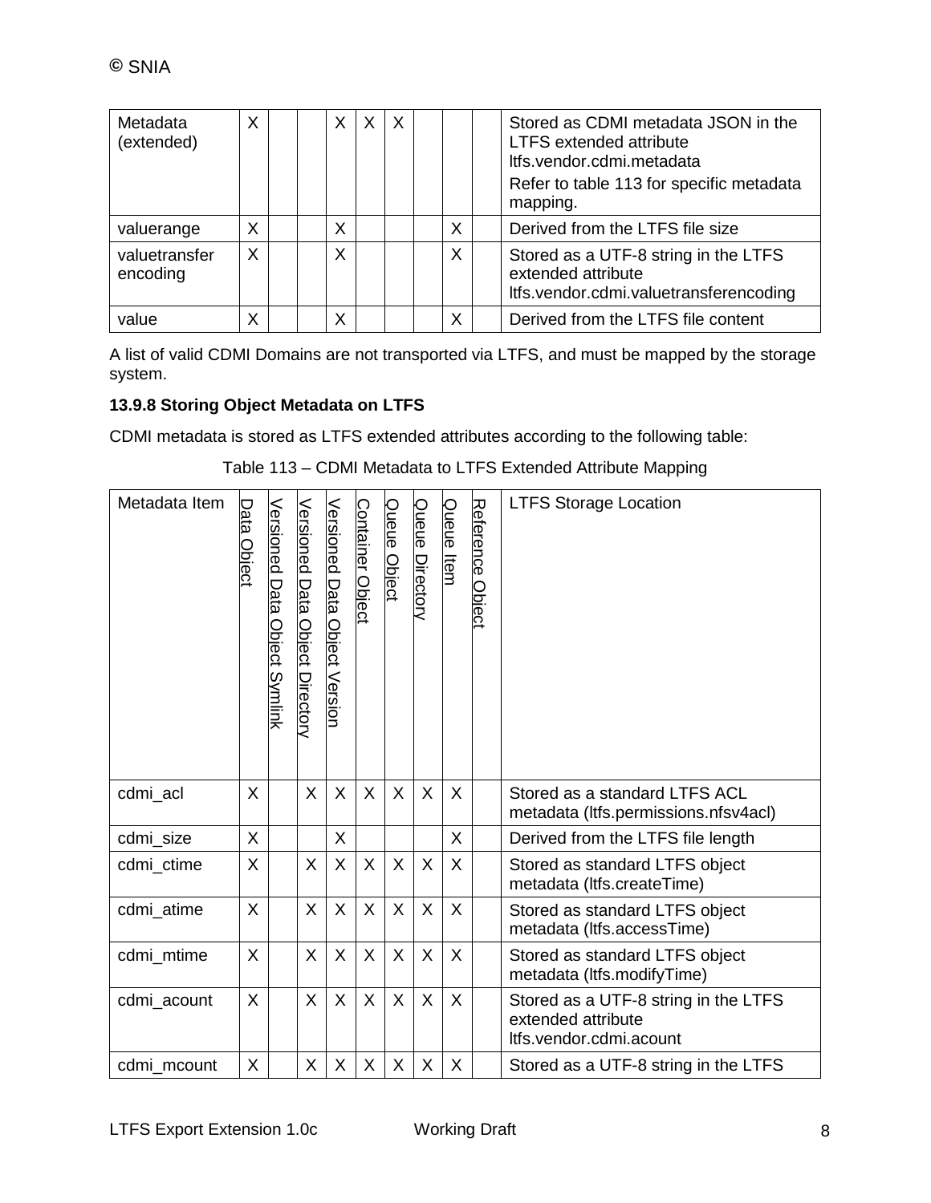| Metadata (extended) | X | | | X | X | X | | | | Stored as CDMI metadata JSON in the LTFS extended attribute ltfs.vendor.cdmi.metadata<br>Refer to table 113 for specific metadata mapping. |
|---|---|---|---|---|---|---|---|---|---|---|
| valuerange | X | | | X | | | | X | | Derived from the LTFS file size |
| valuetransfer encoding | X | | | X | | | | X | | Stored as a UTF-8 string in the LTFS extended attribute ltfs.vendor.cdmi.valuetransferencoding |
| value | X | | | X | | | | X | | Derived from the LTFS file content |

A list of valid CDMI Domains are not transported via LTFS, and must be mapped by the storage system.

### 13.9.8 Storing Object Metadata on LTFS

CDMI metadata is stored as LTFS extended attributes according to the following table:

Table 113 – CDMI Metadata to LTFS Extended Attribute Mapping

| Metadata Item | Data Object | Versioned Data Object Symlink | Versioned Data Object Directory | Versioned Data Object Version | Container Object | Queue Object | Queue Directory | Queue Item | Reference Object | LTFS Storage Location |
|---|---|---|---|---|---|---|---|---|---|---|
| cdmi_acl | X | | X | X | X | X | X | X | | Stored as a standard LTFS ACL metadata (ltfs.permissions.nfsv4acl) |
| cdmi_size | X | | | X | | | | X | | Derived from the LTFS file length |
| cdmi_ctime | X | | X | X | X | X | X | X | | Stored as standard LTFS object metadata (ltfs.createTime) |
| cdmi_atime | X | | X | X | X | X | X | X | | Stored as standard LTFS object metadata (ltfs.accessTime) |
| cdmi_mtime | X | | X | X | X | X | X | X | | Stored as standard LTFS object metadata (ltfs.modifyTime) |
| cdmi_acount | X | | X | X | X | X | X | X | | Stored as a UTF-8 string in the LTFS extended attribute ltfs.vendor.cdmi.acount |
| cdmi_mcount | X | | X | X | X | X | X | X | | Stored as a UTF-8 string in the LTFS |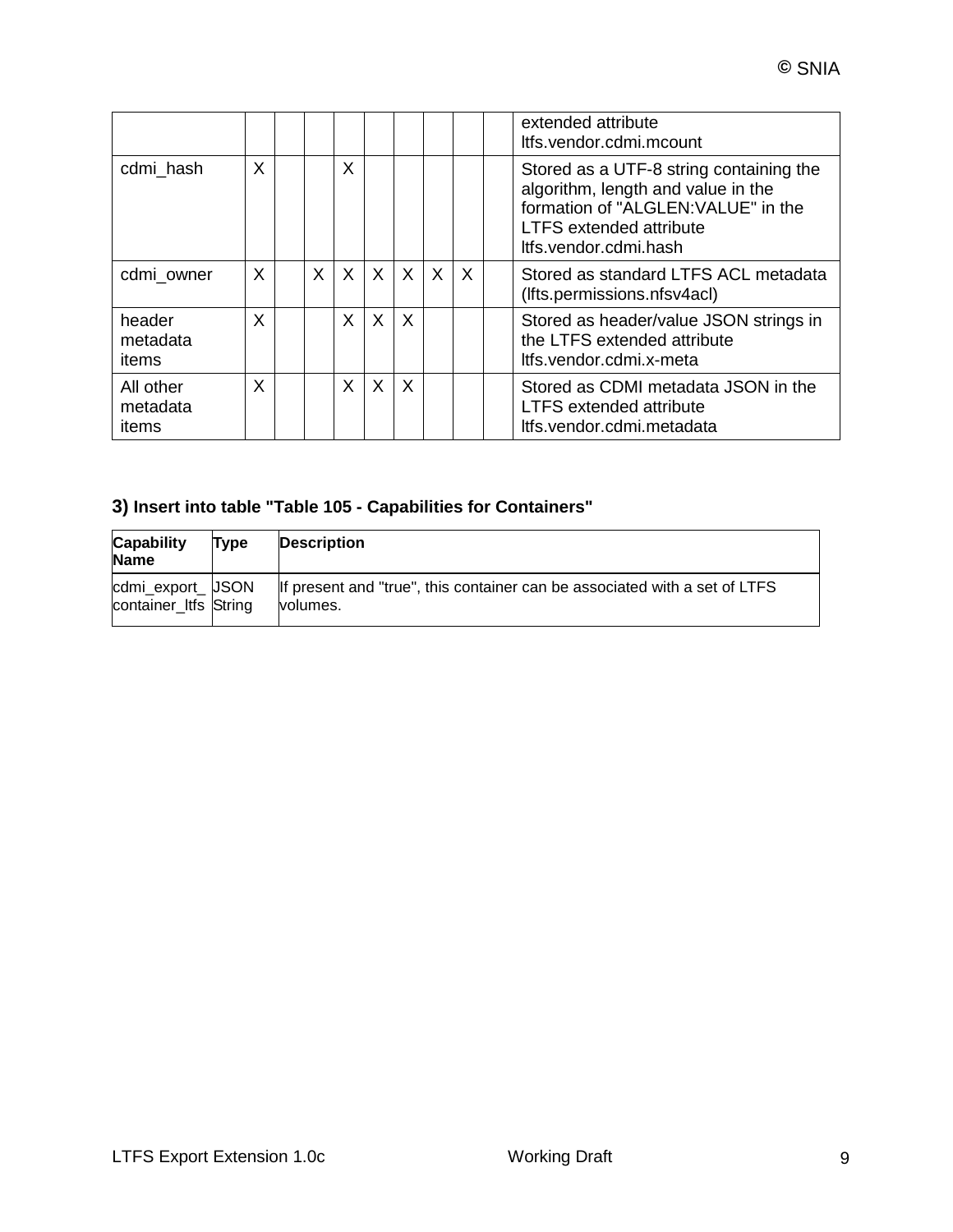| | | | | | | | | | | |
|---|---|---|---|---|---|---|---|---|---|---|
| | | | | | | | | | | extended attribute ltfs.vendor.cdmi.mcount |
| cdmi_hash | X | | | X | | | | | | Stored as a UTF-8 string containing the algorithm, length and value in the formation of "ALGLEN:VALUE" in the LTFS extended attribute ltfs.vendor.cdmi.hash |
| cdmi_owner | X | | X | X | X | X | X | X | | Stored as standard LTFS ACL metadata (lfts.permissions.nfsv4acl) |
| header metadata items | X | | | X | X | X | | | | Stored as header/value JSON strings in the LTFS extended attribute ltfs.vendor.cdmi.x-meta |
| All other metadata items | X | | | X | X | X | | | | Stored as CDMI metadata JSON in the LTFS extended attribute ltfs.vendor.cdmi.metadata |

### 3) Insert into table "Table 105 - Capabilities for Containers"

| Capability Name | Type | Description |
|---|---|---|
| cdmi_export_container_ltfs | JSON String | If present and "true", this container can be associated with a set of LTFS volumes. |